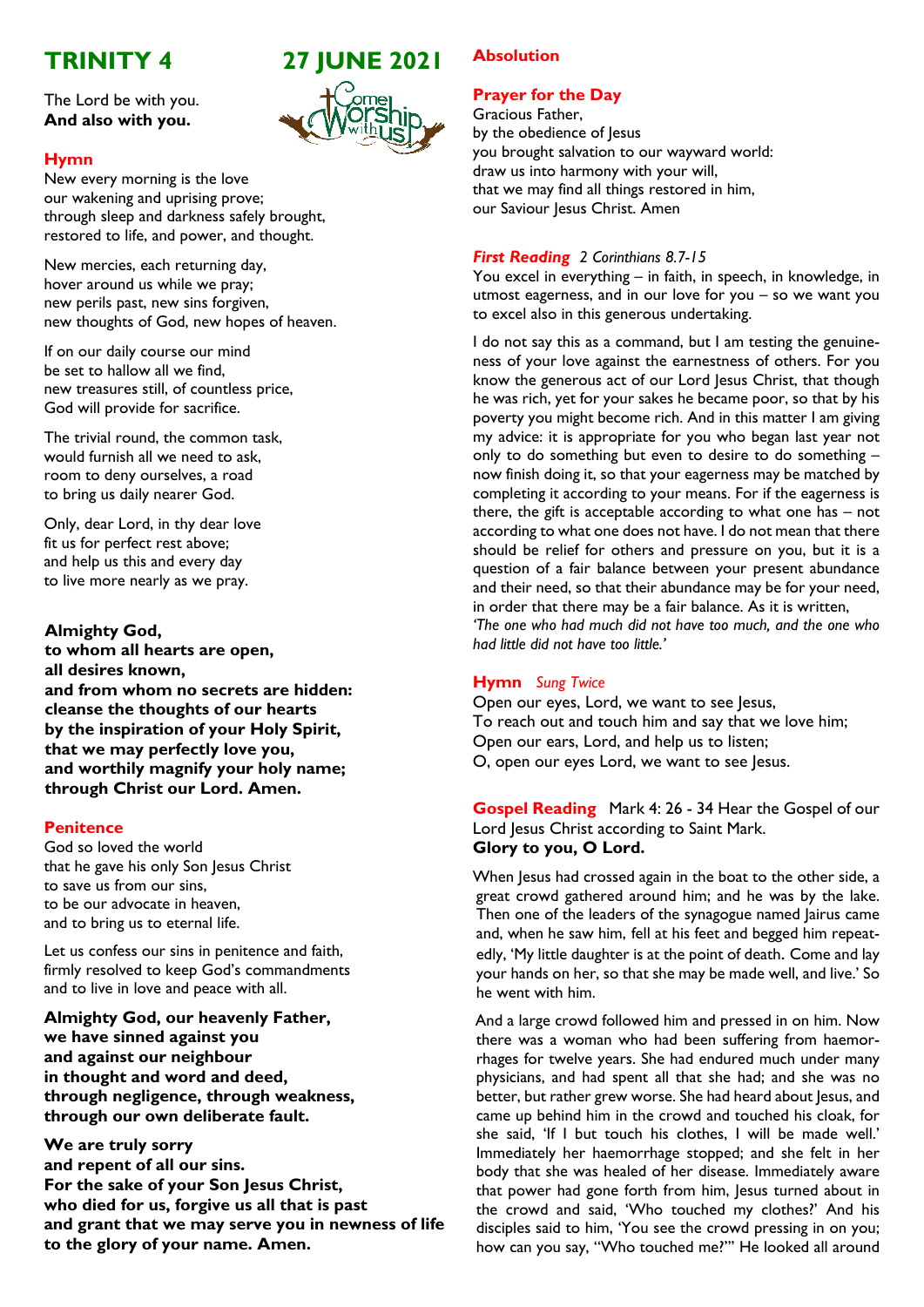# TRINITY 4 27 JUNE 2021

The Lord be with you.
**And also with you.**

## Hymn

New every morning is the love
our wakening and uprising prove;
through sleep and darkness safely brought,
restored to life, and power, and thought.

New mercies, each returning day,
hover around us while we pray;
new perils past, new sins forgiven,
new thoughts of God, new hopes of heaven.

If on our daily course our mind
be set to hallow all we find,
new treasures still, of countless price,
God will provide for sacrifice.

The trivial round, the common task,
would furnish all we need to ask,
room to deny ourselves, a road
to bring us daily nearer God.

Only, dear Lord, in thy dear love
fit us for perfect rest above;
and help us this and every day
to live more nearly as we pray.

**Almighty God,**
**to whom all hearts are open,**
**all desires known,**
**and from whom no secrets are hidden:**
**cleanse the thoughts of our hearts**
**by the inspiration of your Holy Spirit,**
**that we may perfectly love you,**
**and worthily magnify your holy name;**
**through Christ our Lord. Amen.**

## Penitence

God so loved the world
that he gave his only Son Jesus Christ
to save us from our sins,
to be our advocate in heaven,
and to bring us to eternal life.

Let us confess our sins in penitence and faith,
firmly resolved to keep God's commandments
and to live in love and peace with all.

**Almighty God, our heavenly Father,**
**we have sinned against you**
**and against our neighbour**
**in thought and word and deed,**
**through negligence, through weakness,**
**through our own deliberate fault.**

**We are truly sorry**
**and repent of all our sins.**
**For the sake of your Son Jesus Christ,**
**who died for us, forgive us all that is past**
**and grant that we may serve you in newness of life**
**to the glory of your name. Amen.**

## Absolution

## Prayer for the Day

Gracious Father,
by the obedience of Jesus
you brought salvation to our wayward world:
draw us into harmony with your will,
that we may find all things restored in him,
our Saviour Jesus Christ. Amen

## *First Reading* *2 Corinthians 8.7-15*

You excel in everything – in faith, in speech, in knowledge, in utmost eagerness, and in our love for you – so we want you to excel also in this generous undertaking.

I do not say this as a command, but I am testing the genuineness of your love against the earnestness of others. For you know the generous act of our Lord Jesus Christ, that though he was rich, yet for your sakes he became poor, so that by his poverty you might become rich. And in this matter I am giving my advice: it is appropriate for you who began last year not only to do something but even to desire to do something – now finish doing it, so that your eagerness may be matched by completing it according to your means. For if the eagerness is there, the gift is acceptable according to what one has – not according to what one does not have. I do not mean that there should be relief for others and pressure on you, but it is a question of a fair balance between your present abundance and their need, so that their abundance may be for your need, in order that there may be a fair balance. As it is written,
*'The one who had much did not have too much, and the one who had little did not have too little.'*

## Hymn *Sung Twice*

Open our eyes, Lord, we want to see Jesus,
To reach out and touch him and say that we love him;
Open our ears, Lord, and help us to listen;
O, open our eyes Lord, we want to see Jesus.

## Gospel Reading Mark 4: 26 - 34

Hear the Gospel of our Lord Jesus Christ according to Saint Mark.
**Glory to you, O Lord.**

When Jesus had crossed again in the boat to the other side, a great crowd gathered around him; and he was by the lake. Then one of the leaders of the synagogue named Jairus came and, when he saw him, fell at his feet and begged him repeatedly, 'My little daughter is at the point of death. Come and lay your hands on her, so that she may be made well, and live.' So he went with him.

And a large crowd followed him and pressed in on him. Now there was a woman who had been suffering from haemorrhages for twelve years. She had endured much under many physicians, and had spent all that she had; and she was no better, but rather grew worse. She had heard about Jesus, and came up behind him in the crowd and touched his cloak, for she said, 'If I but touch his clothes, I will be made well.' Immediately her haemorrhage stopped; and she felt in her body that she was healed of her disease. Immediately aware that power had gone forth from him, Jesus turned about in the crowd and said, 'Who touched my clothes?' And his disciples said to him, 'You see the crowd pressing in on you; how can you say, "Who touched me?"' He looked all around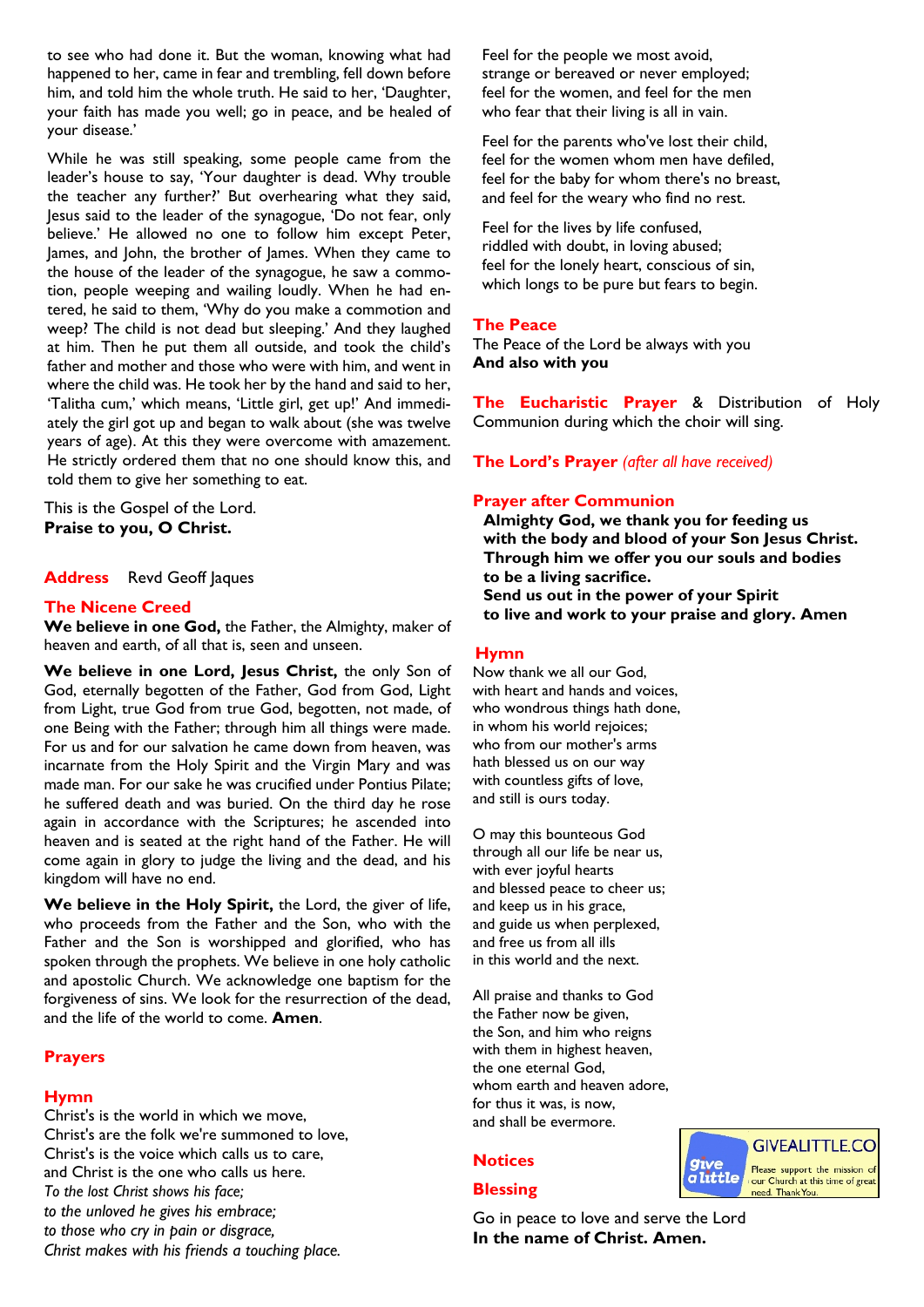to see who had done it. But the woman, knowing what had happened to her, came in fear and trembling, fell down before him, and told him the whole truth. He said to her, 'Daughter, your faith has made you well; go in peace, and be healed of your disease.'

While he was still speaking, some people came from the leader's house to say, 'Your daughter is dead. Why trouble the teacher any further?' But overhearing what they said, Jesus said to the leader of the synagogue, 'Do not fear, only believe.' He allowed no one to follow him except Peter, James, and John, the brother of James. When they came to the house of the leader of the synagogue, he saw a commotion, people weeping and wailing loudly. When he had entered, he said to them, 'Why do you make a commotion and weep? The child is not dead but sleeping.' And they laughed at him. Then he put them all outside, and took the child's father and mother and those who were with him, and went in where the child was. He took her by the hand and said to her, 'Talitha cum,' which means, 'Little girl, get up!' And immediately the girl got up and began to walk about (she was twelve years of age). At this they were overcome with amazement. He strictly ordered them that no one should know this, and told them to give her something to eat.

This is the Gospel of the Lord.
**Praise to you, O Christ.**

## Address
Revd Geoff Jaques

## The Nicene Creed

**We believe in one God,** the Father, the Almighty, maker of heaven and earth, of all that is, seen and unseen.

**We believe in one Lord, Jesus Christ,** the only Son of God, eternally begotten of the Father, God from God, Light from Light, true God from true God, begotten, not made, of one Being with the Father; through him all things were made. For us and for our salvation he came down from heaven, was incarnate from the Holy Spirit and the Virgin Mary and was made man. For our sake he was crucified under Pontius Pilate; he suffered death and was buried. On the third day he rose again in accordance with the Scriptures; he ascended into heaven and is seated at the right hand of the Father. He will come again in glory to judge the living and the dead, and his kingdom will have no end.

**We believe in the Holy Spirit,** the Lord, the giver of life, who proceeds from the Father and the Son, who with the Father and the Son is worshipped and glorified, who has spoken through the prophets. We believe in one holy catholic and apostolic Church. We acknowledge one baptism for the forgiveness of sins. We look for the resurrection of the dead, and the life of the world to come. **Amen**.

## Prayers

## Hymn

Christ's is the world in which we move,
Christ's are the folk we're summoned to love,
Christ's is the voice which calls us to care,
and Christ is the one who calls us here.
*To the lost Christ shows his face;*
*to the unloved he gives his embrace;*
*to those who cry in pain or disgrace,*
*Christ makes with his friends a touching place.*

Feel for the people we most avoid,
strange or bereaved or never employed;
feel for the women, and feel for the men
who fear that their living is all in vain.

Feel for the parents who've lost their child,
feel for the women whom men have defiled,
feel for the baby for whom there's no breast,
and feel for the weary who find no rest.

Feel for the lives by life confused,
riddled with doubt, in loving abused;
feel for the lonely heart, conscious of sin,
which longs to be pure but fears to begin.

## The Peace

The Peace of the Lord be always with you
**And also with you**

## The Eucharistic Prayer & Distribution of Holy Communion during which the choir will sing.

## The Lord's Prayer *(after all have received)*

## Prayer after Communion

**Almighty God, we thank you for feeding us**
**with the body and blood of your Son Jesus Christ.**
**Through him we offer you our souls and bodies**
**to be a living sacrifice.**
**Send us out in the power of your Spirit**
**to live and work to your praise and glory. Amen**

## Hymn

Now thank we all our God,
with heart and hands and voices,
who wondrous things hath done,
in whom his world rejoices;
who from our mother's arms
hath blessed us on our way
with countless gifts of love,
and still is ours today.

O may this bounteous God
through all our life be near us,
with ever joyful hearts
and blessed peace to cheer us;
and keep us in his grace,
and guide us when perplexed,
and free us from all ills
in this world and the next.

All praise and thanks to God
the Father now be given,
the Son, and him who reigns
with them in highest heaven,
the one eternal God,
whom earth and heaven adore,
for thus it was, is now,
and shall be evermore.

## Notices

give a little — GIVEALITTLE.CO
Please support the mission of our Church at this time of great need. Thank You.

## Blessing

Go in peace to love and serve the Lord
**In the name of Christ. Amen.**